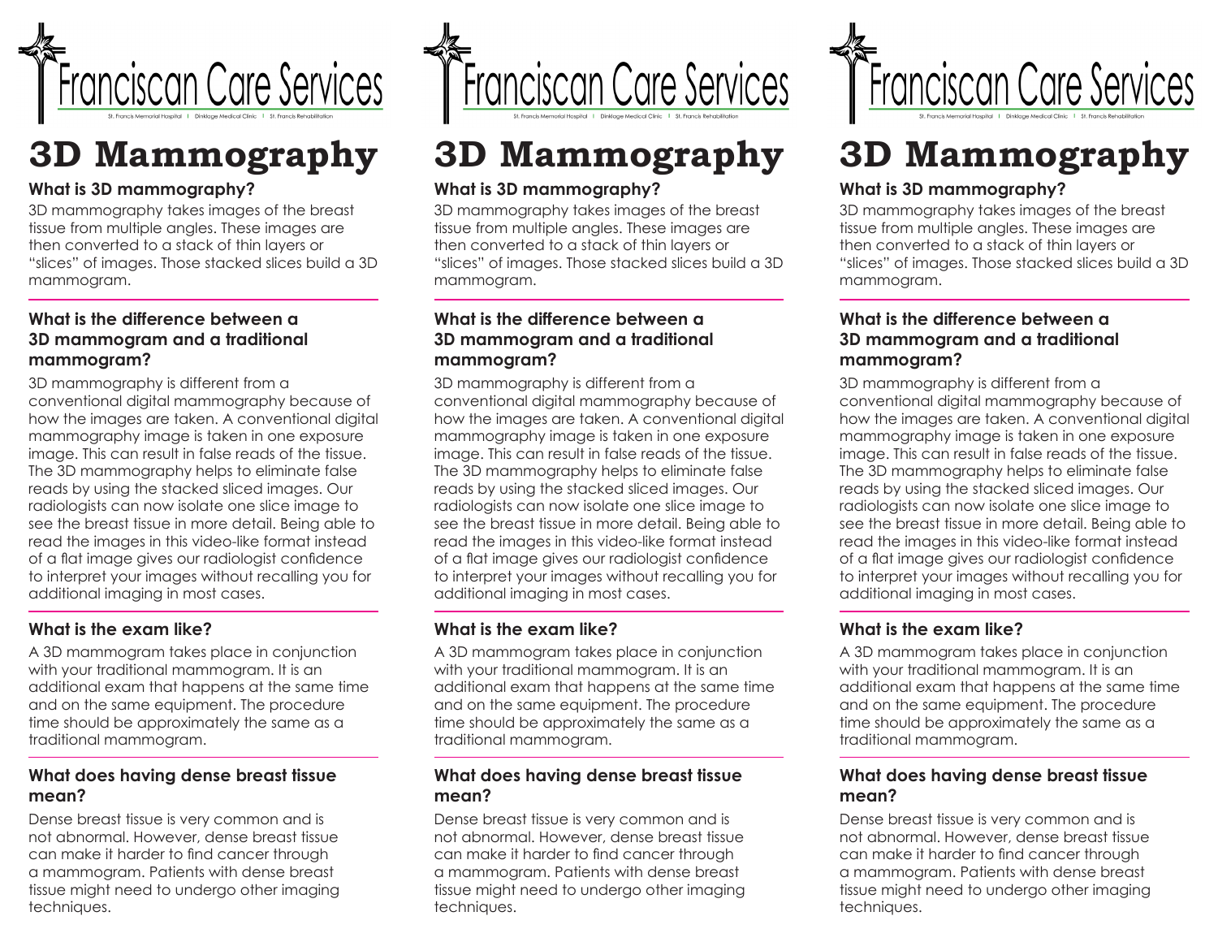Franciscan Care Services

St. Francis Memorial Hospital | Dinklage Medical Clinic | St. Francis Rehabilitation

# 3D Mammography

### What is 3D mammography?

3D mammography takes images of the breast tissue from multiple angles. These images are then converted to a stack of thin layers or "slices" of images. Those stacked slices build a 3D mammogram.

### What is the difference between a 3D mammogram and a traditional mammogram?

3D mammography is different from a conventional digital mammography because of how the images are taken. A conventional digital mammography image is taken in one exposure image. This can result in false reads of the tissue. The 3D mammography helps to eliminate false reads by using the stacked sliced images. Our radiologists can now isolate one slice image to see the breast tissue in more detail. Being able to read the images in this video-like format instead of a flat image gives our radiologist confidence to interpret your images without recalling you for additional imaging in most cases.

### What is the exam like?

A 3D mammogram takes place in conjunction with your traditional mammogram. It is an additional exam that happens at the same time and on the same equipment. The procedure time should be approximately the same as a traditional mammogram.

### What does having dense breast tissue mean?

Dense breast tissue is very common and is not abnormal. However, dense breast tissue can make it harder to find cancer through a mammogram. Patients with dense breast tissue might need to undergo other imaging techniques.

Franciscan Care Services

St. Francis Memorial Hospital | Dinklage Medical Clinic | St. Francis Rehabilitation

# 3D Mammography

### What is 3D mammography?

3D mammography takes images of the breast tissue from multiple angles. These images are then converted to a stack of thin layers or "slices" of images. Those stacked slices build a 3D mammogram.

### What is the difference between a 3D mammogram and a traditional mammogram?

3D mammography is different from a conventional digital mammography because of how the images are taken. A conventional digital mammography image is taken in one exposure image. This can result in false reads of the tissue. The 3D mammography helps to eliminate false reads by using the stacked sliced images. Our radiologists can now isolate one slice image to see the breast tissue in more detail. Being able to read the images in this video-like format instead of a flat image gives our radiologist confidence to interpret your images without recalling you for additional imaging in most cases.

### What is the exam like?

A 3D mammogram takes place in conjunction with your traditional mammogram. It is an additional exam that happens at the same time and on the same equipment. The procedure time should be approximately the same as a traditional mammogram.

### What does having dense breast tissue mean?

Dense breast tissue is very common and is not abnormal. However, dense breast tissue can make it harder to find cancer through a mammogram. Patients with dense breast tissue might need to undergo other imaging techniques.

Franciscan Care Services

St. Francis Memorial Hospital | Dinklage Medical Clinic | St. Francis Rehabilitation

# 3D Mammography

### What is 3D mammography?

3D mammography takes images of the breast tissue from multiple angles. These images are then converted to a stack of thin layers or "slices" of images. Those stacked slices build a 3D mammogram.

### What is the difference between a 3D mammogram and a traditional mammogram?

3D mammography is different from a conventional digital mammography because of how the images are taken. A conventional digital mammography image is taken in one exposure image. This can result in false reads of the tissue. The 3D mammography helps to eliminate false reads by using the stacked sliced images. Our radiologists can now isolate one slice image to see the breast tissue in more detail. Being able to read the images in this video-like format instead of a flat image gives our radiologist confidence to interpret your images without recalling you for additional imaging in most cases.

### What is the exam like?

A 3D mammogram takes place in conjunction with your traditional mammogram. It is an additional exam that happens at the same time and on the same equipment. The procedure time should be approximately the same as a traditional mammogram.

### What does having dense breast tissue mean?

Dense breast tissue is very common and is not abnormal. However, dense breast tissue can make it harder to find cancer through a mammogram. Patients with dense breast tissue might need to undergo other imaging techniques.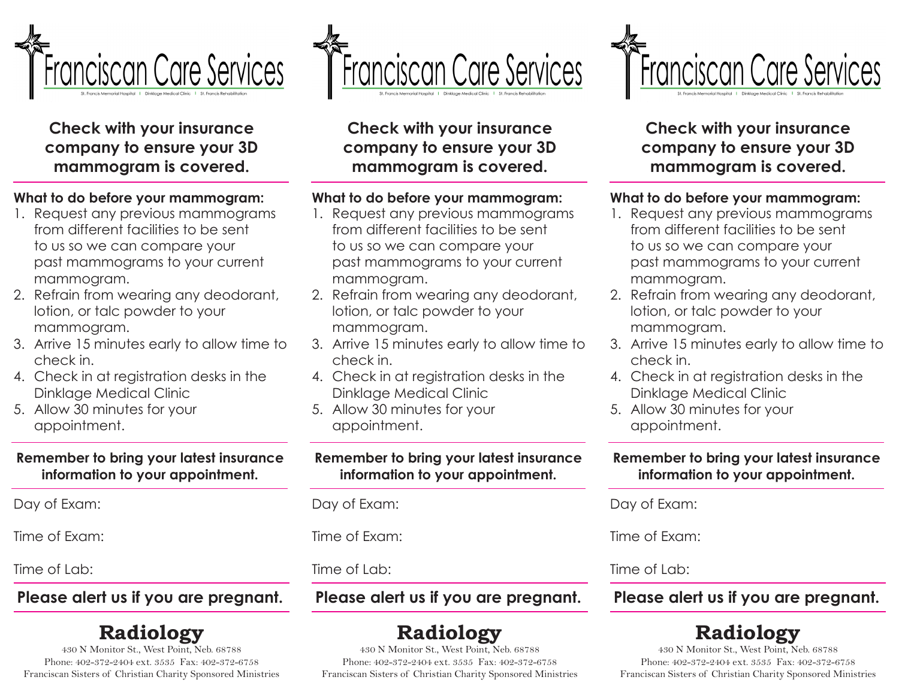# Franciscan Care Services

St. Francis Memorial Hospital | Dinklage Medical Clinic | St. Francis Rehabilitation

**Check with your insurance company to ensure your 3D mammogram is covered.**

**What to do before your mammogram:**

1. Request any previous mammograms from different facilities to be sent to us so we can compare your past mammograms to your current mammogram.
2. Refrain from wearing any deodorant, lotion, or talc powder to your mammogram.
3. Arrive 15 minutes early to allow time to check in.
4. Check in at registration desks in the Dinklage Medical Clinic
5. Allow 30 minutes for your appointment.

**Remember to bring your latest insurance information to your appointment.**

Day of Exam:

Time of Exam:

Time of Lab:

**Please alert us if you are pregnant.**

## Radiology

430 N Monitor St., West Point, Neb. 68788
Phone: 402-372-2404 ext. 3535 Fax: 402-372-6758
Franciscan Sisters of Christian Charity Sponsored Ministries

---

# Franciscan Care Services

St. Francis Memorial Hospital | Dinklage Medical Clinic | St. Francis Rehabilitation

**Check with your insurance company to ensure your 3D mammogram is covered.**

**What to do before your mammogram:**

1. Request any previous mammograms from different facilities to be sent to us so we can compare your past mammograms to your current mammogram.
2. Refrain from wearing any deodorant, lotion, or talc powder to your mammogram.
3. Arrive 15 minutes early to allow time to check in.
4. Check in at registration desks in the Dinklage Medical Clinic
5. Allow 30 minutes for your appointment.

**Remember to bring your latest insurance information to your appointment.**

Day of Exam:

Time of Exam:

Time of Lab:

**Please alert us if you are pregnant.**

## Radiology

430 N Monitor St., West Point, Neb. 68788
Phone: 402-372-2404 ext. 3535 Fax: 402-372-6758
Franciscan Sisters of Christian Charity Sponsored Ministries

---

# Franciscan Care Services

St. Francis Memorial Hospital | Dinklage Medical Clinic | St. Francis Rehabilitation

**Check with your insurance company to ensure your 3D mammogram is covered.**

**What to do before your mammogram:**

1. Request any previous mammograms from different facilities to be sent to us so we can compare your past mammograms to your current mammogram.
2. Refrain from wearing any deodorant, lotion, or talc powder to your mammogram.
3. Arrive 15 minutes early to allow time to check in.
4. Check in at registration desks in the Dinklage Medical Clinic
5. Allow 30 minutes for your appointment.

**Remember to bring your latest insurance information to your appointment.**

Day of Exam:

Time of Exam:

Time of Lab:

**Please alert us if you are pregnant.**

## Radiology

430 N Monitor St., West Point, Neb. 68788
Phone: 402-372-2404 ext. 3535 Fax: 402-372-6758
Franciscan Sisters of Christian Charity Sponsored Ministries